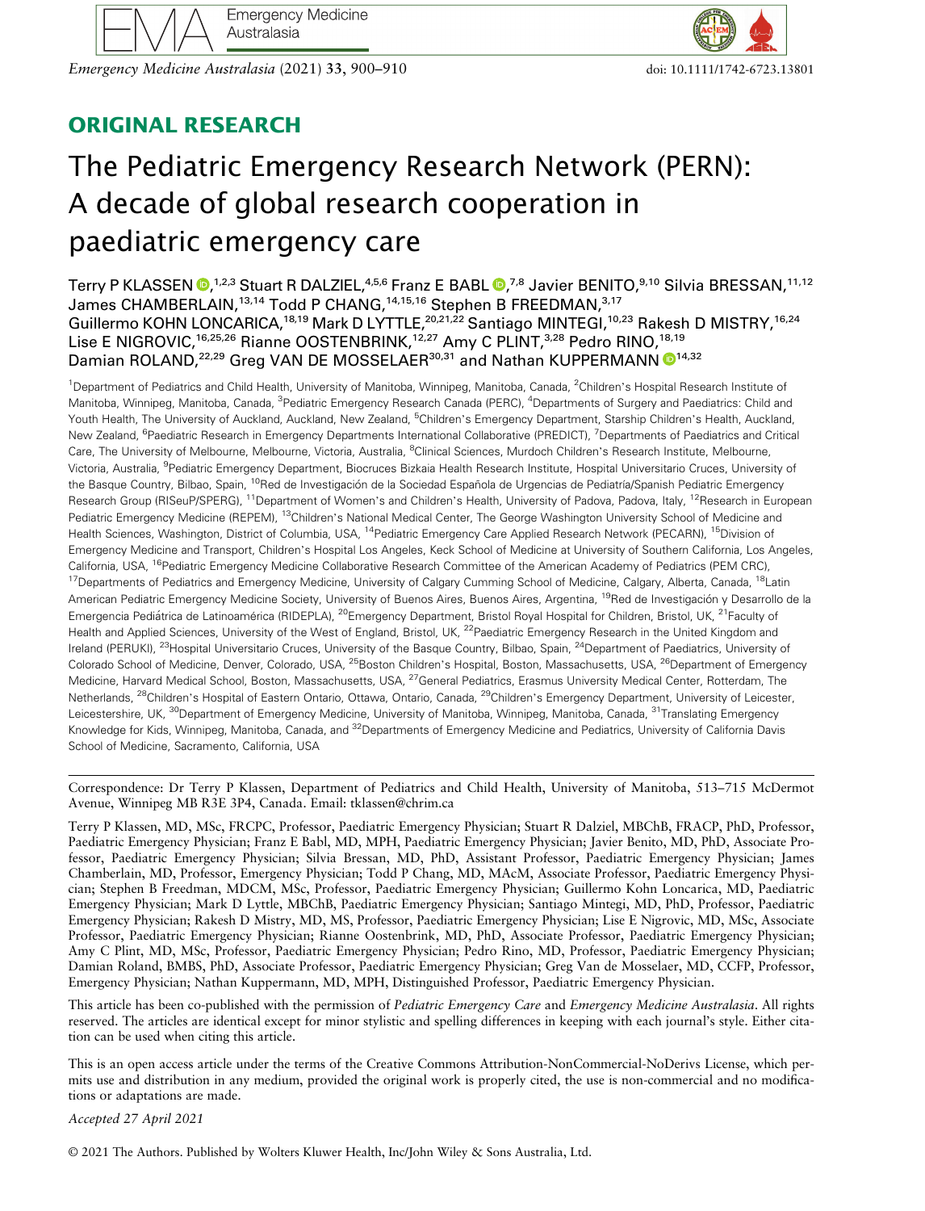## ORIGINAL RESEARCH

# The Pediatric Emergency Research Network (PERN): A decade of global research cooperation in paediatric emergency care

Terry P KLASSEN,[1,2,3] Stuart R DALZIEL,[4,5,6] Franz E BABL,[7,8] Javier BENITO,[9,10] Silvia BRESSAN,[11,12] James CHAMBERLAIN,[13,14] Todd P CHANG,[14,15,16] Stephen B FREEDMAN,[3,17] Guillermo KOHN LONCARICA,[18,19] Mark D LYTTLE,[20,21,22] Santiago MINTEGI,[10,23] Rakesh D MISTRY,[16,24] Lise E NIGROVIC,[16,25,26] Rianne OOSTENBRINK,[12,27] Amy C PLINT,[3,28] Pedro RINO,[18,19] Damian ROLAND,[22,29] Greg VAN DE MOSSELAER[30,31] and Nathan KUPPERMANN[14,32]

[1]Department of Pediatrics and Child Health, University of Manitoba, Winnipeg, Manitoba, Canada, [2]Children's Hospital Research Institute of Manitoba, Winnipeg, Manitoba, Canada, [3]Pediatric Emergency Research Canada (PERC), [4]Departments of Surgery and Paediatrics: Child and Youth Health, The University of Auckland, Auckland, New Zealand, [5]Children's Emergency Department, Starship Children's Health, Auckland, New Zealand, [6]Paediatric Research in Emergency Departments International Collaborative (PREDICT), [7]Departments of Paediatrics and Critical Care, The University of Melbourne, Melbourne, Victoria, Australia, [8]Clinical Sciences, Murdoch Children's Research Institute, Melbourne, Victoria, Australia, [9]Pediatric Emergency Department, Biocruces Bizkaia Health Research Institute, Hospital Universitario Cruces, University of the Basque Country, Bilbao, Spain, [10]Red de Investigación de la Sociedad Española de Urgencias de Pediatría/Spanish Pediatric Emergency Research Group (RISeuP/SPERG), [11]Department of Women's and Children's Health, University of Padova, Padova, Italy, [12]Research in European Pediatric Emergency Medicine (REPEM), [13]Children's National Medical Center, The George Washington University School of Medicine and Health Sciences, Washington, District of Columbia, USA, [14]Pediatric Emergency Care Applied Research Network (PECARN), [15]Division of Emergency Medicine and Transport, Children's Hospital Los Angeles, Keck School of Medicine at University of Southern California, Los Angeles, California, USA, [16]Pediatric Emergency Medicine Collaborative Research Committee of the American Academy of Pediatrics (PEM CRC), [17]Departments of Pediatrics and Emergency Medicine, University of Calgary Cumming School of Medicine, Calgary, Alberta, Canada, [18]Latin American Pediatric Emergency Medicine Society, University of Buenos Aires, Buenos Aires, Argentina, [19]Red de Investigación y Desarrollo de la Emergencia Pediátrica de Latinoamérica (RIDEPLA), [20]Emergency Department, Bristol Royal Hospital for Children, Bristol, UK, [21]Faculty of Health and Applied Sciences, University of the West of England, Bristol, UK, [22]Paediatric Emergency Research in the United Kingdom and Ireland (PERUKI), [23]Hospital Universitario Cruces, University of the Basque Country, Bilbao, Spain, [24]Department of Paediatrics, University of Colorado School of Medicine, Denver, Colorado, USA, [25]Boston Children's Hospital, Boston, Massachusetts, USA, [26]Department of Emergency Medicine, Harvard Medical School, Boston, Massachusetts, USA, [27]General Pediatrics, Erasmus University Medical Center, Rotterdam, The Netherlands, [28]Children's Hospital of Eastern Ontario, Ottawa, Ontario, Canada, [29]Children's Emergency Department, University of Leicester, Leicestershire, UK, [30]Department of Emergency Medicine, University of Manitoba, Winnipeg, Manitoba, Canada, [31]Translating Emergency Knowledge for Kids, Winnipeg, Manitoba, Canada, and [32]Departments of Emergency Medicine and Pediatrics, University of California Davis School of Medicine, Sacramento, California, USA

Correspondence: Dr Terry P Klassen, Department of Pediatrics and Child Health, University of Manitoba, 513–715 McDermot Avenue, Winnipeg MB R3E 3P4, Canada. Email: tklassen@chrim.ca

Terry P Klassen, MD, MSc, FRCPC, Professor, Paediatric Emergency Physician; Stuart R Dalziel, MBChB, FRACP, PhD, Professor, Paediatric Emergency Physician; Franz E Babl, MD, MPH, Paediatric Emergency Physician; Javier Benito, MD, PhD, Associate Professor, Paediatric Emergency Physician; Silvia Bressan, MD, PhD, Assistant Professor, Paediatric Emergency Physician; James Chamberlain, MD, Professor, Emergency Physician; Todd P Chang, MD, MAcM, Associate Professor, Paediatric Emergency Physician; Stephen B Freedman, MDCM, MSc, Professor, Paediatric Emergency Physician; Guillermo Kohn Loncarica, MD, Paediatric Emergency Physician; Mark D Lyttle, MBChB, Paediatric Emergency Physician; Santiago Mintegi, MD, PhD, Professor, Paediatric Emergency Physician; Rakesh D Mistry, MD, MS, Professor, Paediatric Emergency Physician; Lise E Nigrovic, MD, MSc, Associate Professor, Paediatric Emergency Physician; Rianne Oostenbrink, MD, PhD, Associate Professor, Paediatric Emergency Physician; Amy C Plint, MD, MSc, Professor, Paediatric Emergency Physician; Pedro Rino, MD, Professor, Paediatric Emergency Physician; Damian Roland, BMBS, PhD, Associate Professor, Paediatric Emergency Physician; Greg Van de Mosselaer, MD, CCFP, Professor, Emergency Physician; Nathan Kuppermann, MD, MPH, Distinguished Professor, Paediatric Emergency Physician.

This article has been co-published with the permission of *Pediatric Emergency Care* and *Emergency Medicine Australasia*. All rights reserved. The articles are identical except for minor stylistic and spelling differences in keeping with each journal's style. Either citation can be used when citing this article.

This is an open access article under the terms of the Creative Commons Attribution-NonCommercial-NoDerivs License, which permits use and distribution in any medium, provided the original work is properly cited, the use is non-commercial and no modifications or adaptations are made.

*Accepted 27 April 2021*

© 2021 The Authors. Published by Wolters Kluwer Health, Inc/John Wiley & Sons Australia, Ltd.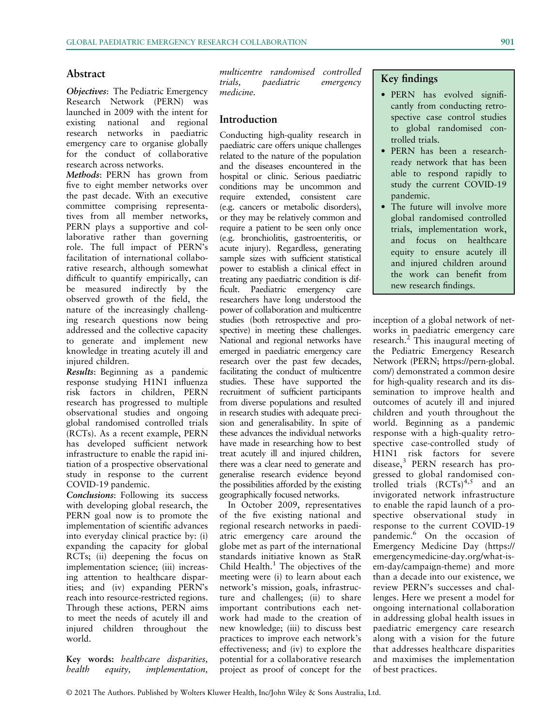## Abstract

***Objectives***: The Pediatric Emergency Research Network (PERN) was launched in 2009 with the intent for existing national and regional research networks in paediatric emergency care to organise globally for the conduct of collaborative research across networks.

***Methods***: PERN has grown from five to eight member networks over the past decade. With an executive committee comprising representatives from all member networks, PERN plays a supportive and collaborative rather than governing role. The full impact of PERN's facilitation of international collaborative research, although somewhat difficult to quantify empirically, can be measured indirectly by the observed growth of the field, the nature of the increasingly challenging research questions now being addressed and the collective capacity to generate and implement new knowledge in treating acutely ill and injured children.

***Results***: Beginning as a pandemic response studying H1N1 influenza risk factors in children, PERN research has progressed to multiple observational studies and ongoing global randomised controlled trials (RCTs). As a recent example, PERN has developed sufficient network infrastructure to enable the rapid initiation of a prospective observational study in response to the current COVID-19 pandemic.

***Conclusions***: Following its success with developing global research, the PERN goal now is to promote the implementation of scientific advances into everyday clinical practice by: (i) expanding the capacity for global RCTs; (ii) deepening the focus on implementation science; (iii) increasing attention to healthcare disparities; and (iv) expanding PERN's reach into resource-restricted regions. Through these actions, PERN aims to meet the needs of acutely ill and injured children throughout the world.

**Key words:** *healthcare disparities, health equity, implementation, multicentre randomised controlled trials, paediatric emergency medicine.*

> **Key findings**
>
> - PERN has evolved significantly from conducting retrospective case control studies to global randomised controlled trials.
> - PERN has been a research-ready network that has been able to respond rapidly to study the current COVID-19 pandemic.
> - The future will involve more global randomised controlled trials, implementation work, and focus on healthcare equity to ensure acutely ill and injured children around the world can benefit from new research findings.

## Introduction

Conducting high-quality research in paediatric care offers unique challenges related to the nature of the population and the diseases encountered in the hospital or clinic. Serious paediatric conditions may be uncommon and require extended, consistent care (e.g. cancers or metabolic disorders), or they may be relatively common and require a patient to be seen only once (e.g. bronchiolitis, gastroenteritis, or acute injury). Regardless, generating sample sizes with sufficient statistical power to establish a clinical effect in treating any paediatric condition is difficult. Paediatric emergency care researchers have long understood the power of collaboration and multicentre studies (both retrospective and prospective) in meeting these challenges. National and regional networks have emerged in paediatric emergency care research over the past few decades, facilitating the conduct of multicentre studies. These have supported the recruitment of sufficient participants from diverse populations and resulted in research studies with adequate precision and generalisability. In spite of these advances the individual networks have made in researching how to best treat acutely ill and injured children, there was a clear need to generate and generalise research evidence beyond the possibilities afforded by the existing geographically focused networks.

In October 2009, representatives of the five existing national and regional research networks in paediatric emergency care around the globe met as part of the international standards initiative known as StaR Child Health.[1] The objectives of the meeting were (i) to learn about each network's mission, goals, infrastructure and challenges; (ii) to share important contributions each network had made to the creation of new knowledge; (iii) to discuss best practices to improve each network's effectiveness; and (iv) to explore the potential for a collaborative research project as proof of concept for the inception of a global network of networks in paediatric emergency care research.[2] This inaugural meeting of the Pediatric Emergency Research Network (PERN; https://pern-global.com/) demonstrated a common desire for high-quality research and its dissemination to improve health and outcomes of acutely ill and injured children and youth throughout the world. Beginning as a pandemic response with a high-quality retrospective case-controlled study of H1N1 risk factors for severe disease,[3] PERN research has progressed to global randomised controlled trials (RCTs)[4,5] and an invigorated network infrastructure to enable the rapid launch of a prospective observational study in response to the current COVID-19 pandemic.[6] On the occasion of Emergency Medicine Day (https://emergencymedicine-day.org/what-is-em-day/campaign-theme) and more than a decade into our existence, we review PERN's successes and challenges. Here we present a model for ongoing international collaboration in addressing global health issues in paediatric emergency care research along with a vision for the future that addresses healthcare disparities and maximises the implementation of best practices.

© 2021 The Authors. Published by Wolters Kluwer Health, Inc/John Wiley & Sons Australia, Ltd.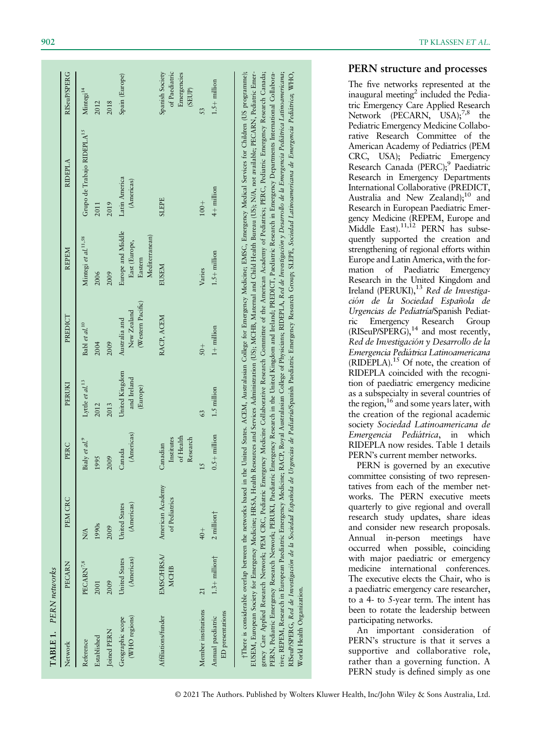**TABLE 1.** PERN networks

| Network | PECARN | PEM CRC | PERC | PERUKI | PREDICT | REPEM | RIDEPLA | RISeuP/SPERG |
|---|---|---|---|---|---|---|---|---|
| Reference | PECARN[7,8] | N/A | Bialy *et al.*[9] | Lyttle *et al.*[13] | Babl *et al.*[10] | Mintegi *et al.*[11,58] | Grupo de Trabajo RIDEPLA[15] | Mintegi[14] |
| Established | 2001 | 1990s | 1995 | 2012 | 2004 | 2006 | 2011 | 2012 |
| Joined PERN | 2009 | 2009 | 2009 | 2013 | 2009 | 2009 | 2019 | 2018 |
| Geographic scope (WHO regions) | United States (Americas) | United States (Americas) | Canada (Americas) | United Kingdom and Ireland (Europe) | Australia and New Zealand (Western Pacific) | Europe and Middle East (Europe, Eastern Mediterranean) | Latin America (Americas) | Spain (Europe) |
| Affiliations/funder | EMSC/HRSA/MCHB | American Academy of Pediatrics | Canadian Institutes of Health Research | | RACP, ACEM | EUSEM | SLEPE | Spanish Society of Paediatric Emergencies (SEUP) |
| Member institutions | 21 | 40+ | 15 | 63 | 50+ | Varies | 100+ | 53 |
| Annual paediatric ED presentations | 1.3+ million† | 2 million† | 0.5+ million | 1.5 million | 1+ million | 1.5+ million | 4+ million | 1.5+ million |

†There is considerable overlap between the networks based in the United States. ACEM, Australasian College for Emergency Medicine; EMSC, Emergency Medical Services for Children (US programme); EUSEM, European Society for Emergency Medicine; HRSA, Health Resources and Services Administration (US); MCHB, Maternal and Child Health Bureau (US); N/A, not available; PECARN, Pediatric Emergency Care Applied Research Network; PEM CRC, Pediatric Emergency Medicine Collaborative Research Committee of the American Academy of Pediatrics; PERC, Pediatric Emergency Research Canada; PERN, Pediatric Emergency Research Network; PERUKI, Paediatric Emergency Research in the United Kingdom and Ireland; PREDICT, Paediatric Research in Emergency Departments International Collaborative; REPEM, Research in European Paediatric Emergency Medicine; RACP, Royal Australasian College of Physicians; RIDEPLA, *Red de Investigación y Desarrollo de la Emergencia Pediátrica Latinoamericana*; RISeuP/SPERG, *Red de Investigación de la Sociedad Española de Urgencias de Pediatría*/Spanish Paediatric Emergency Research Group; SLEPE, *Sociedad Latinoamericana de Emergencia Pediátrica*; WHO, World Health Organization.

## PERN structure and processes

The five networks represented at the inaugural meeting[2] included the Pediatric Emergency Care Applied Research Network (PECARN, USA);[7,8] the Pediatric Emergency Medicine Collaborative Research Committee of the American Academy of Pediatrics (PEM CRC, USA); Pediatric Emergency Research Canada (PERC);[9] Paediatric Research in Emergency Departments International Collaborative (PREDICT, Australia and New Zealand);[10] and Research in European Paediatric Emergency Medicine (REPEM, Europe and Middle East).[11,12] PERN has subsequently supported the creation and strengthening of regional efforts within Europe and Latin America, with the formation of Paediatric Emergency Research in the United Kingdom and Ireland (PERUKI),[13] *Red de Investigación de la Sociedad Española de Urgencias de Pediatría*/Spanish Pediatric Emergency Research Group (RISeuP/SPERG),[14] and most recently, *Red de Investigación y Desarrollo de la Emergencia Pediátrica Latinoamericana* (RIDEPLA).[15] Of note, the creation of RIDEPLA coincided with the recognition of paediatric emergency medicine as a subspecialty in several countries of the region,[16] and some years later, with the creation of the regional academic society *Sociedad Latinoamericana de Emergencia Pediátrica*, in which RIDEPLA now resides. Table 1 details PERN's current member networks.

PERN is governed by an executive committee consisting of two representatives from each of the member networks. The PERN executive meets quarterly to give regional and overall research study updates, share ideas and consider new research proposals. Annual in-person meetings have occurred when possible, coinciding with major paediatric or emergency medicine international conferences. The executive elects the Chair, who is a paediatric emergency care researcher, to a 4- to 5-year term. The intent has been to rotate the leadership between participating networks.

An important consideration of PERN's structure is that it serves a supportive and collaborative role, rather than a governing function. A PERN study is defined simply as one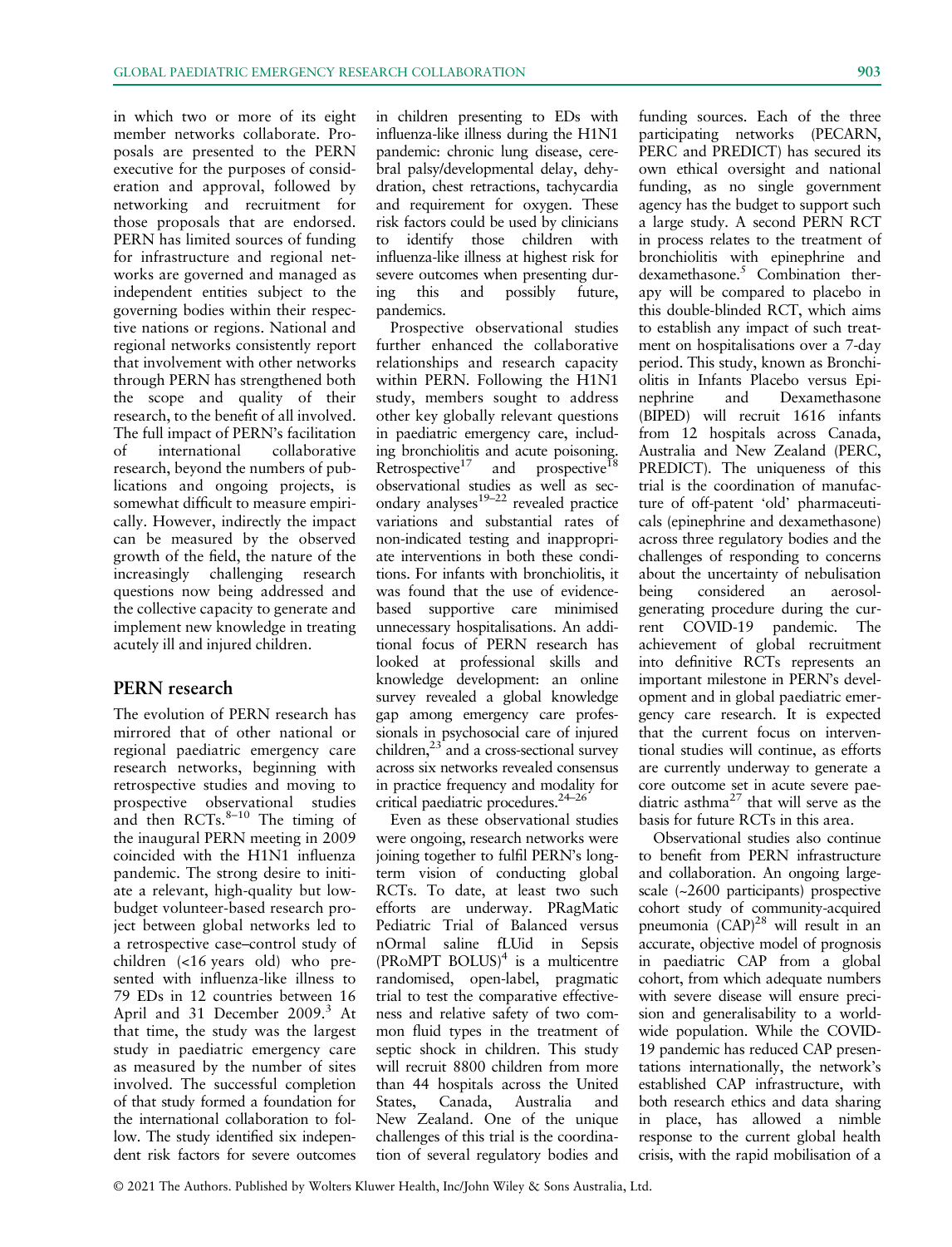in which two or more of its eight member networks collaborate. Proposals are presented to the PERN executive for the purposes of consideration and approval, followed by networking and recruitment for those proposals that are endorsed. PERN has limited sources of funding for infrastructure and regional networks are governed and managed as independent entities subject to the governing bodies within their respective nations or regions. National and regional networks consistently report that involvement with other networks through PERN has strengthened both the scope and quality of their research, to the benefit of all involved. The full impact of PERN's facilitation of international collaborative research, beyond the numbers of publications and ongoing projects, is somewhat difficult to measure empirically. However, indirectly the impact can be measured by the observed growth of the field, the nature of the increasingly challenging research questions now being addressed and the collective capacity to generate and implement new knowledge in treating acutely ill and injured children.

## PERN research

The evolution of PERN research has mirrored that of other national or regional paediatric emergency care research networks, beginning with retrospective studies and moving to prospective observational studies and then RCTs.[8–10] The timing of the inaugural PERN meeting in 2009 coincided with the H1N1 influenza pandemic. The strong desire to initiate a relevant, high-quality but low-budget volunteer-based research project between global networks led to a retrospective case–control study of children (<16 years old) who presented with influenza-like illness to 79 EDs in 12 countries between 16 April and 31 December 2009.[3] At that time, the study was the largest study in paediatric emergency care as measured by the number of sites involved. The successful completion of that study formed a foundation for the international collaboration to follow. The study identified six independent risk factors for severe outcomes in children presenting to EDs with influenza-like illness during the H1N1 pandemic: chronic lung disease, cerebral palsy/developmental delay, dehydration, chest retractions, tachycardia and requirement for oxygen. These risk factors could be used by clinicians to identify those children with influenza-like illness at highest risk for severe outcomes when presenting during this and possibly future, pandemics.

Prospective observational studies further enhanced the collaborative relationships and research capacity within PERN. Following the H1N1 study, members sought to address other key globally relevant questions in paediatric emergency care, including bronchiolitis and acute poisoning. Retrospective[17] and prospective[18] observational studies as well as secondary analyses[19–22] revealed practice variations and substantial rates of non-indicated testing and inappropriate interventions in both these conditions. For infants with bronchiolitis, it was found that the use of evidence-based supportive care minimised unnecessary hospitalisations. An additional focus of PERN research has looked at professional skills and knowledge development: an online survey revealed a global knowledge gap among emergency care professionals in psychosocial care of injured children,[23] and a cross-sectional survey across six networks revealed consensus in practice frequency and modality for critical paediatric procedures.[24–26]

Even as these observational studies were ongoing, research networks were joining together to fulfil PERN's long-term vision of conducting global RCTs. To date, at least two such efforts are underway. PRagMatic Pediatric Trial of Balanced versus nOrmal saline fLUid in Sepsis (PRoMPT BOLUS)[4] is a multicentre randomised, open-label, pragmatic trial to test the comparative effectiveness and relative safety of two common fluid types in the treatment of septic shock in children. This study will recruit 8800 children from more than 44 hospitals across the United States, Canada, Australia and New Zealand. One of the unique challenges of this trial is the coordination of several regulatory bodies and funding sources. Each of the three participating networks (PECARN, PERC and PREDICT) has secured its own ethical oversight and national funding, as no single government agency has the budget to support such a large study. A second PERN RCT in process relates to the treatment of bronchiolitis with epinephrine and dexamethasone.[5] Combination therapy will be compared to placebo in this double-blinded RCT, which aims to establish any impact of such treatment on hospitalisations over a 7-day period. This study, known as Bronchiolitis in Infants Placebo versus Epinephrine and Dexamethasone (BIPED) will recruit 1616 infants from 12 hospitals across Canada, Australia and New Zealand (PERC, PREDICT). The uniqueness of this trial is the coordination of manufacture of off-patent 'old' pharmaceuticals (epinephrine and dexamethasone) across three regulatory bodies and the challenges of responding to concerns about the uncertainty of nebulisation being considered an aerosol-generating procedure during the current COVID-19 pandemic. The achievement of global recruitment into definitive RCTs represents an important milestone in PERN's development and in global paediatric emergency care research. It is expected that the current focus on interventional studies will continue, as efforts are currently underway to generate a core outcome set in acute severe paediatric asthma[27] that will serve as the basis for future RCTs in this area.

Observational studies also continue to benefit from PERN infrastructure and collaboration. An ongoing large-scale (~2600 participants) prospective cohort study of community-acquired pneumonia (CAP)[28] will result in an accurate, objective model of prognosis in paediatric CAP from a global cohort, from which adequate numbers with severe disease will ensure precision and generalisability to a worldwide population. While the COVID-19 pandemic has reduced CAP presentations internationally, the network's established CAP infrastructure, with both research ethics and data sharing in place, has allowed a nimble response to the current global health crisis, with the rapid mobilisation of a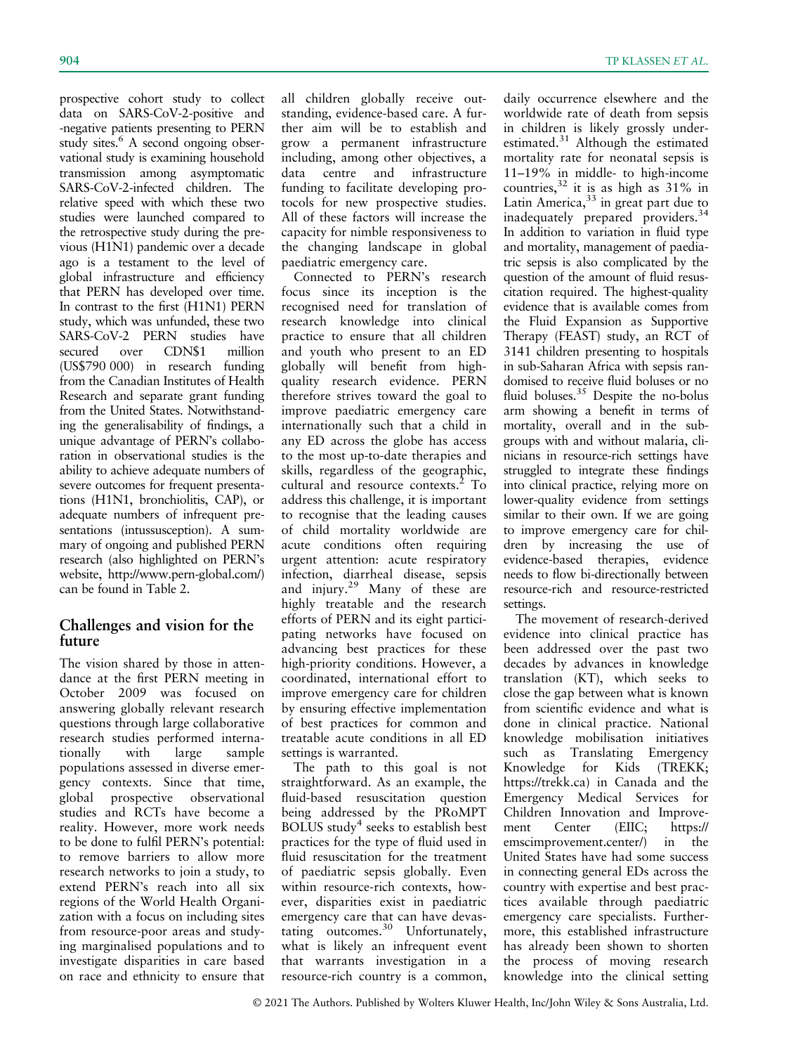prospective cohort study to collect data on SARS-CoV-2-positive and -negative patients presenting to PERN study sites.[6] A second ongoing observational study is examining household transmission among asymptomatic SARS-CoV-2-infected children. The relative speed with which these two studies were launched compared to the retrospective study during the previous (H1N1) pandemic over a decade ago is a testament to the level of global infrastructure and efficiency that PERN has developed over time. In contrast to the first (H1N1) PERN study, which was unfunded, these two SARS-CoV-2 PERN studies have secured over CDN$1 million (US$790 000) in research funding from the Canadian Institutes of Health Research and separate grant funding from the United States. Notwithstanding the generalisability of findings, a unique advantage of PERN's collaboration in observational studies is the ability to achieve adequate numbers of severe outcomes for frequent presentations (H1N1, bronchiolitis, CAP), or adequate numbers of infrequent presentations (intussusception). A summary of ongoing and published PERN research (also highlighted on PERN's website, http://www.pern-global.com/) can be found in Table 2.

## Challenges and vision for the future

The vision shared by those in attendance at the first PERN meeting in October 2009 was focused on answering globally relevant research questions through large collaborative research studies performed internationally with large sample populations assessed in diverse emergency contexts. Since that time, global prospective observational studies and RCTs have become a reality. However, more work needs to be done to fulfil PERN's potential: to remove barriers to allow more research networks to join a study, to extend PERN's reach into all six regions of the World Health Organization with a focus on including sites from resource-poor areas and studying marginalised populations and to investigate disparities in care based on race and ethnicity to ensure that all children globally receive outstanding, evidence-based care. A further aim will be to establish and grow a permanent infrastructure including, among other objectives, a data centre and infrastructure funding to facilitate developing protocols for new prospective studies. All of these factors will increase the capacity for nimble responsiveness to the changing landscape in global paediatric emergency care.

Connected to PERN's research focus since its inception is the recognised need for translation of research knowledge into clinical practice to ensure that all children and youth who present to an ED globally will benefit from high-quality research evidence. PERN therefore strives toward the goal to improve paediatric emergency care internationally such that a child in any ED across the globe has access to the most up-to-date therapies and skills, regardless of the geographic, cultural and resource contexts.[2] To address this challenge, it is important to recognise that the leading causes of child mortality worldwide are acute conditions often requiring urgent attention: acute respiratory infection, diarrheal disease, sepsis and injury.[29] Many of these are highly treatable and the research efforts of PERN and its eight participating networks have focused on advancing best practices for these high-priority conditions. However, a coordinated, international effort to improve emergency care for children by ensuring effective implementation of best practices for common and treatable acute conditions in all ED settings is warranted.

The path to this goal is not straightforward. As an example, the fluid-based resuscitation question being addressed by the PRoMPT BOLUS study[4] seeks to establish best practices for the type of fluid used in fluid resuscitation for the treatment of paediatric sepsis globally. Even within resource-rich contexts, however, disparities exist in paediatric emergency care that can have devastating outcomes.[30] Unfortunately, what is likely an infrequent event that warrants investigation in a resource-rich country is a common, daily occurrence elsewhere and the worldwide rate of death from sepsis in children is likely grossly underestimated.[31] Although the estimated mortality rate for neonatal sepsis is 11–19% in middle- to high-income countries,[32] it is as high as 31% in Latin America,[33] in great part due to inadequately prepared providers.[34] In addition to variation in fluid type and mortality, management of paediatric sepsis is also complicated by the question of the amount of fluid resuscitation required. The highest-quality evidence that is available comes from the Fluid Expansion as Supportive Therapy (FEAST) study, an RCT of 3141 children presenting to hospitals in sub-Saharan Africa with sepsis randomised to receive fluid boluses or no fluid boluses.[35] Despite the no-bolus arm showing a benefit in terms of mortality, overall and in the subgroups with and without malaria, clinicians in resource-rich settings have struggled to integrate these findings into clinical practice, relying more on lower-quality evidence from settings similar to their own. If we are going to improve emergency care for children by increasing the use of evidence-based therapies, evidence needs to flow bi-directionally between resource-rich and resource-restricted settings.

The movement of research-derived evidence into clinical practice has been addressed over the past two decades by advances in knowledge translation (KT), which seeks to close the gap between what is known from scientific evidence and what is done in clinical practice. National knowledge mobilisation initiatives such as Translating Emergency Knowledge for Kids (TREKK; https://trekk.ca) in Canada and the Emergency Medical Services for Children Innovation and Improvement Center (EIIC; https://emscimprovement.center/) in the United States have had some success in connecting general EDs across the country with expertise and best practices available through paediatric emergency care specialists. Furthermore, this established infrastructure has already been shown to shorten the process of moving research knowledge into the clinical setting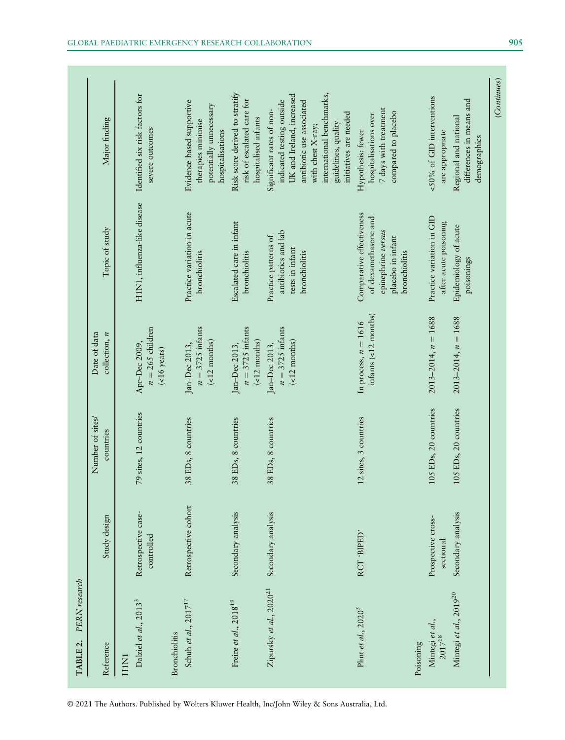**TABLE 2.** *PERN research*

| Reference | Study design | Number of sites/ countries | Date of data collection, *n* | Topic of study | Major finding |
|---|---|---|---|---|---|
| **H1N1** | | | | | |
| Dalziel *et al.*, 2013[3] | Retrospective case-controlled | 79 sites, 12 countries | Apr–Dec 2009, $n = 265$ children (<16 years) | H1N1, influenza-like disease | Identified six risk factors for severe outcomes |
| **Bronchiolitis** | | | | | |
| Schuh *et al.*, 2017[17] | Retrospective cohort | 38 EDs, 8 countries | Jan–Dec 2013, $n = 3725$ infants (<12 months) | Practice variation in acute bronchiolitis | Evidence-based supportive therapies minimise potentially unnecessary hospitalisations |
| Freire *et al.*, 2018[19] | Secondary analysis | 38 EDs, 8 countries | Jan–Dec 2013, $n = 3725$ infants (<12 months) | Escalated care in infant bronchiolitis | Risk score derived to stratify risk of escalated care for hospitalised infants |
| Zipursky *et al.*, 2020[21] | Secondary analysis | 38 EDs, 8 countries | Jan–Dec 2013, $n = 3725$ infants (<12 months) | Practice patterns of antibiotics and lab tests in infant bronchiolitis | Significant rates of non-indicated testing outside UK and Ireland, increased antibiotic use associated with chest X-ray; international benchmarks, guidelines, quality initiatives are needed |
| Plint *et al.*, 2020[5] | RCT 'BIPED' | 12 sites, 3 countries | In process, $n = 1616$ infants (<12 months) | Comparative effectiveness of dexamethasone and epinephrine *versus* placebo in infant bronchiolitis | Hypothesis: fewer hospitalisations over 7 days with treatment compared to placebo |
| **Poisoning** | | | | | |
| Mintegi *et al.*, 2017[18] | Prospective cross-sectional | 105 EDs, 20 countries | 2013–2014, $n = 1688$ | Practice variation in GID after acute poisoning | <50% of GID interventions are appropriate |
| Mintegi *et al.*, 2019[20] | Secondary analysis | 105 EDs, 20 countries | 2013–2014, $n = 1688$ | Epidemiology of acute poisonings | Regional and national differences in means and demographics |

(*Continues*)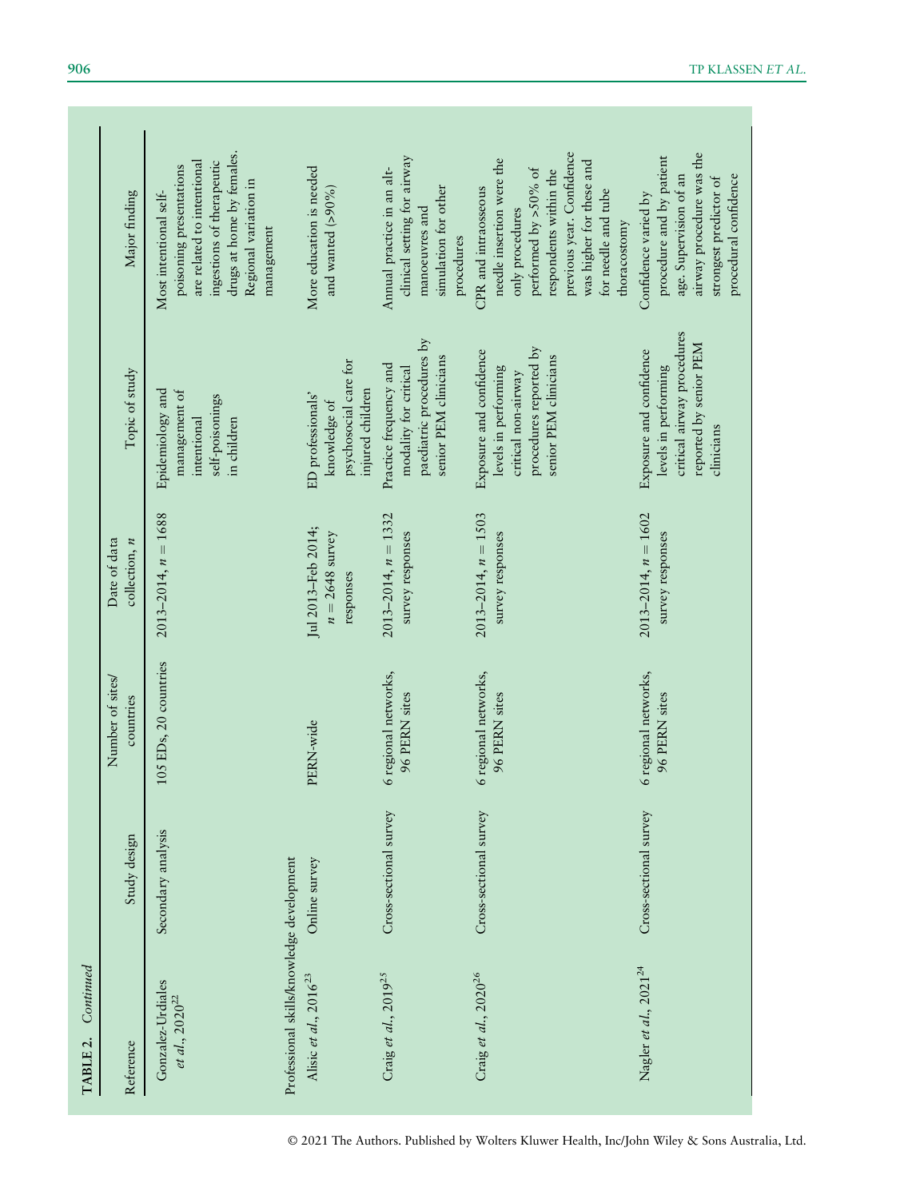**TABLE 2.** *Continued*

| Reference | Study design | Number of sites/ countries | Date of data collection, *n* | Topic of study | Major finding |
|---|---|---|---|---|---|
| Gonzalez-Urdiales *et al.*, 2020[22] | Secondary analysis | 105 EDs, 20 countries | 2013–2014, $n = 1688$ | Epidemiology and management of intentional self-poisonings in children | Most intentional self-poisoning presentations are related to intentional ingestions of therapeutic drugs at home by females. Regional variation in management |
| Professional skills/knowledge development | | | | | |
| Alisic *et al.*, 2016[23] | Online survey | PERN-wide | Jul 2013–Feb 2014; $n = 2648$ survey responses | ED professionals' knowledge of psychosocial care for injured children | More education is needed and wanted (>90%) |
| Craig *et al.*, 2019[25] | Cross-sectional survey | 6 regional networks, 96 PERN sites | 2013–2014, $n = 1332$ survey responses | Practice frequency and modality for critical paediatric procedures by senior PEM clinicians | Annual practice in an alt-clinical setting for airway manoeuvres and simulation for other procedures |
| Craig *et al.*, 2020[26] | Cross-sectional survey | 6 regional networks, 96 PERN sites | 2013–2014, $n = 1503$ survey responses | Exposure and confidence levels in performing critical non-airway procedures reported by senior PEM clinicians | CPR and intraosseous needle insertion were the only procedures performed by >50% of respondents within the previous year. Confidence was higher for these and for needle and tube thoracostomy |
| Nagler *et al.*, 2021[24] | Cross-sectional survey | 6 regional networks, 96 PERN sites | 2013–2014, $n = 1602$ survey responses | Exposure and confidence levels in performing critical airway procedures reported by senior PEM clinicians | Confidence varied by procedure and by patient age. Supervision of an airway procedure was the strongest predictor of procedural confidence |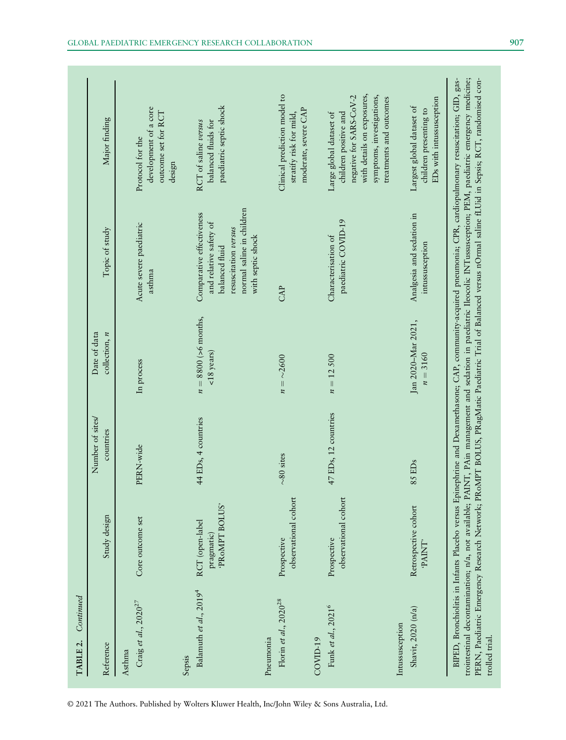**TABLE 2.** *Continued*

| Reference | Study design | Number of sites/ countries | Date of data collection, *n* | Topic of study | Major finding |
|---|---|---|---|---|---|
| Asthma | | | | | |
| Craig *et al.*, 2020[27] | Core outcome set | PERN-wide | In process | Acute severe paediatric asthma | Protocol for the development of a core outcome set for RCT design |
| Sepsis | | | | | |
| Balamuth *et al.*, 2019[4] | RCT (open-label pragmatic) 'PRoMPT BOLUS' | 44 EDs, 4 countries | *n* = 8800 (>6 months, <18 years) | Comparative effectiveness and relative safety of balanced fluid resuscitation *versus* normal saline in children with septic shock | RCT of saline *versus* balanced fluids for paediatric septic shock |
| Pneumonia | | | | | |
| Florin *et al.*, 2020[28] | Prospective observational cohort | ~80 sites | *n* = ~2600 | CAP | Clinical prediction model to stratify risk for mild, moderate, severe CAP |
| COVID-19 | | | | | |
| Funk *et al.*, 2021[6] | Prospective observational cohort | 47 EDs, 12 countries | *n* = 12 500 | Characterisation of paediatric COVID-19 | Large global dataset of children positive and negative for SARS-CoV-2 with details on exposures, symptoms, investigations, treatments and outcomes |
| Intussusception | | | | | |
| Shavit, 2020 (n/a) | Retrospective cohort 'PAINT' | 85 EDs | Jan 2020–Mar 2021, *n* = 3160 | Analgesia and sedation in intussusception | Largest global dataset of children presenting to EDs with intussusception |

BIPED, Bronchiolitis in Infants Placebo versus Epinephrine and Dexamethasone; CAP, community-acquired pneumonia; CPR, cardiopulmonary resuscitation; GID, gastrointestinal decontamination; n/a, not available; PAINT, PAin management and sedation in paediatric Ileocolic INTussusception; PEM, paediatric emergency medicine; PERN, Paediatric Emergency Research Network; PRoMPT BOLUS, PRagMatic Paediatric Trial of Balanced versus nOrmal saline fLUid in Sepsis; RCT, randomised controlled trial.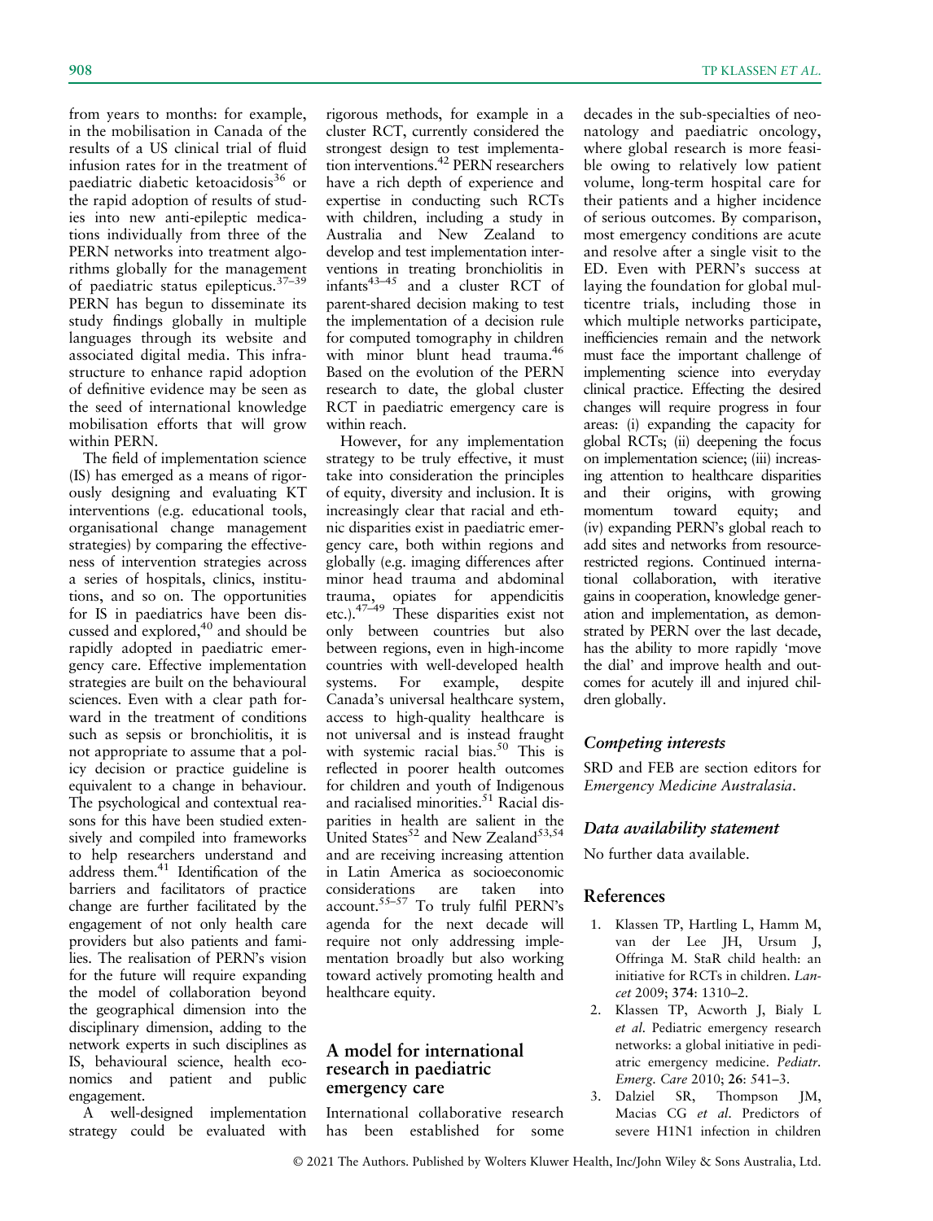from years to months: for example, in the mobilisation in Canada of the results of a US clinical trial of fluid infusion rates for in the treatment of paediatric diabetic ketoacidosis[36] or the rapid adoption of results of studies into new anti-epileptic medications individually from three of the PERN networks into treatment algorithms globally for the management of paediatric status epilepticus.[37–39] PERN has begun to disseminate its study findings globally in multiple languages through its website and associated digital media. This infrastructure to enhance rapid adoption of definitive evidence may be seen as the seed of international knowledge mobilisation efforts that will grow within PERN.

The field of implementation science (IS) has emerged as a means of rigorously designing and evaluating KT interventions (e.g. educational tools, organisational change management strategies) by comparing the effectiveness of intervention strategies across a series of hospitals, clinics, institutions, and so on. The opportunities for IS in paediatrics have been discussed and explored,[40] and should be rapidly adopted in paediatric emergency care. Effective implementation strategies are built on the behavioural sciences. Even with a clear path forward in the treatment of conditions such as sepsis or bronchiolitis, it is not appropriate to assume that a policy decision or practice guideline is equivalent to a change in behaviour. The psychological and contextual reasons for this have been studied extensively and compiled into frameworks to help researchers understand and address them.[41] Identification of the barriers and facilitators of practice change are further facilitated by the engagement of not only health care providers but also patients and families. The realisation of PERN's vision for the future will require expanding the model of collaboration beyond the geographical dimension into the disciplinary dimension, adding to the network experts in such disciplines as IS, behavioural science, health economics and patient and public engagement.

A well-designed implementation strategy could be evaluated with rigorous methods, for example in a cluster RCT, currently considered the strongest design to test implementation interventions.[42] PERN researchers have a rich depth of experience and expertise in conducting such RCTs with children, including a study in Australia and New Zealand to develop and test implementation interventions in treating bronchiolitis in infants[43–45] and a cluster RCT of parent-shared decision making to test the implementation of a decision rule for computed tomography in children with minor blunt head trauma.[46] Based on the evolution of the PERN research to date, the global cluster RCT in paediatric emergency care is within reach.

However, for any implementation strategy to be truly effective, it must take into consideration the principles of equity, diversity and inclusion. It is increasingly clear that racial and ethnic disparities exist in paediatric emergency care, both within regions and globally (e.g. imaging differences after minor head trauma and abdominal trauma, opiates for appendicitis etc.).[47–49] These disparities exist not only between countries but also between regions, even in high-income countries with well-developed health systems. For example, despite Canada's universal healthcare system, access to high-quality healthcare is not universal and is instead fraught with systemic racial bias.[50] This is reflected in poorer health outcomes for children and youth of Indigenous and racialised minorities.[51] Racial disparities in health are salient in the United States[52] and New Zealand[53,54] and are receiving increasing attention in Latin America as socioeconomic considerations are taken into account.[55–57] To truly fulfil PERN's agenda for the next decade will require not only addressing implementation broadly but also working toward actively promoting health and healthcare equity.

## A model for international research in paediatric emergency care

International collaborative research has been established for some decades in the sub-specialties of neonatology and paediatric oncology, where global research is more feasible owing to relatively low patient volume, long-term hospital care for their patients and a higher incidence of serious outcomes. By comparison, most emergency conditions are acute and resolve after a single visit to the ED. Even with PERN's success at laying the foundation for global multicentre trials, including those in which multiple networks participate, inefficiencies remain and the network must face the important challenge of implementing science into everyday clinical practice. Effecting the desired changes will require progress in four areas: (i) expanding the capacity for global RCTs; (ii) deepening the focus on implementation science; (iii) increasing attention to healthcare disparities and their origins, with growing momentum toward equity; and (iv) expanding PERN's global reach to add sites and networks from resource-restricted regions. Continued international collaboration, with iterative gains in cooperation, knowledge generation and implementation, as demonstrated by PERN over the last decade, has the ability to more rapidly 'move the dial' and improve health and outcomes for acutely ill and injured children globally.

### *Competing interests*

SRD and FEB are section editors for *Emergency Medicine Australasia*.

### *Data availability statement*

No further data available.

## References

1. Klassen TP, Hartling L, Hamm M, van der Lee JH, Ursum J, Offringa M. StaR child health: an initiative for RCTs in children. *Lancet* 2009; **374**: 1310–2.
2. Klassen TP, Acworth J, Bialy L *et al*. Pediatric emergency research networks: a global initiative in pediatric emergency medicine. *Pediatr. Emerg. Care* 2010; **26**: 541–3.
3. Dalziel SR, Thompson JM, Macias CG *et al*. Predictors of severe H1N1 infection in children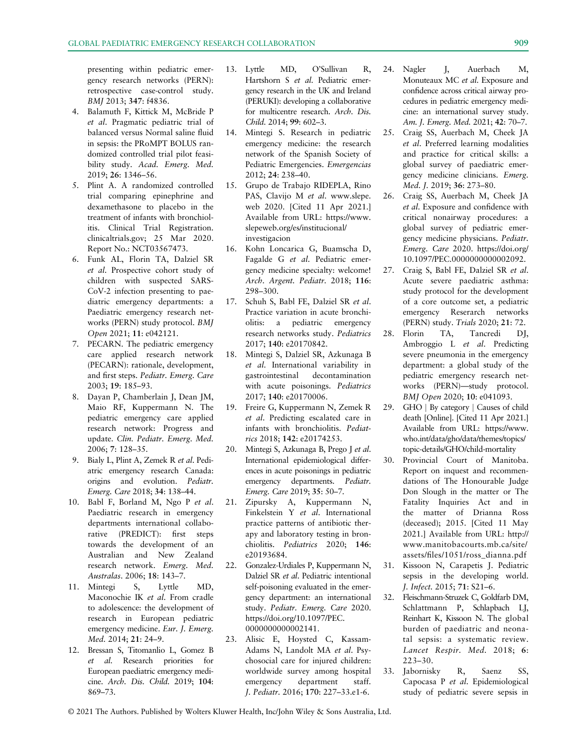presenting within pediatric emergency research networks (PERN): retrospective case-control study. *BMJ* 2013; **347**: f4836.

4. Balamuth F, Kittick M, McBride P *et al*. Pragmatic pediatric trial of balanced versus Normal saline fluid in sepsis: the PRoMPT BOLUS randomized controlled trial pilot feasibility study. *Acad. Emerg. Med.* 2019; **26**: 1346–56.
5. Plint A. A randomized controlled trial comparing epinephrine and dexamethasone to placebo in the treatment of infants with bronchiolitis. Clinical Trial Registration. clinicaltrials.gov; 25 Mar 2020. Report No.: NCT03567473.
6. Funk AL, Florin TA, Dalziel SR *et al*. Prospective cohort study of children with suspected SARS-CoV-2 infection presenting to paediatric emergency departments: a Paediatric emergency research networks (PERN) study protocol. *BMJ Open* 2021; **11**: e042121.
7. PECARN. The pediatric emergency care applied research network (PECARN): rationale, development, and first steps. *Pediatr. Emerg. Care* 2003; **19**: 185–93.
8. Dayan P, Chamberlain J, Dean JM, Maio RF, Kuppermann N. The pediatric emergency care applied research network: Progress and update. *Clin. Pediatr. Emerg. Med.* 2006; 7: 128–35.
9. Bialy L, Plint A, Zemek R *et al*. Pediatric emergency research Canada: origins and evolution. *Pediatr. Emerg. Care* 2018; **34**: 138–44.
10. Babl F, Borland M, Ngo P *et al*. Paediatric research in emergency departments international collaborative (PREDICT): first steps towards the development of an Australian and New Zealand research network. *Emerg. Med. Australas*. 2006; **18**: 143–7.
11. Mintegi S, Lyttle MD, Maconochie IK *et al*. From cradle to adolescence: the development of research in European pediatric emergency medicine. *Eur. J. Emerg. Med*. 2014; **21**: 24–9.
12. Bressan S, Titomanlio L, Gomez B *et al*. Research priorities for European paediatric emergency medicine. *Arch. Dis. Child.* 2019; **104**: 869–73.
13. Lyttle MD, O'Sullivan R, Hartshorn S *et al*. Pediatric emergency research in the UK and Ireland (PERUKI): developing a collaborative for multicentre research. *Arch. Dis. Child.* 2014; **99**: 602–3.
14. Mintegi S. Research in pediatric emergency medicine: the research network of the Spanish Society of Pediatric Emergencies. *Emergencias* 2012; **24**: 238–40.
15. Grupo de Trabajo RIDEPLA, Rino PAS, Clavijo M *et al*. www.slepe.web 2020. [Cited 11 Apr 2021.] Available from URL: https://www.slepeweb.org/es/institucional/investigacion
16. Kohn Loncarica G, Buamscha D, Fagalde G *et al*. Pediatric emergency medicine specialty: welcome! *Arch. Argent. Pediatr*. 2018; **116**: 298–300.
17. Schuh S, Babl FE, Dalziel SR *et al*. Practice variation in acute bronchiolitis: a pediatric emergency research networks study. *Pediatrics* 2017; **140**: e20170842.
18. Mintegi S, Dalziel SR, Azkunaga B *et al*. International variability in gastrointestinal decontamination with acute poisonings. *Pediatrics* 2017; **140**: e20170006.
19. Freire G, Kuppermann N, Zemek R *et al*. Predicting escalated care in infants with bronchiolitis. *Pediatrics* 2018; **142**: e20174253.
20. Mintegi S, Azkunaga B, Prego J *et al*. International epidemiological differences in acute poisonings in pediatric emergency departments. *Pediatr. Emerg. Care* 2019; **35**: 50–7.
21. Zipursky A, Kuppermann N, Finkelstein Y *et al*. International practice patterns of antibiotic therapy and laboratory testing in bronchiolitis. *Pediatrics* 2020; **146**: e20193684.
22. Gonzalez-Urdiales P, Kuppermann N, Dalziel SR *et al*. Pediatric intentional self-poisoning evaluated in the emergency department: an international study. *Pediatr. Emerg. Care* 2020. https://doi.org/10.1097/PEC.0000000000002141.
23. Alisic E, Hoysted C, Kassam-Adams N, Landolt MA *et al*. Psychosocial care for injured children: worldwide survey among hospital emergency department staff. *J. Pediatr*. 2016; **170**: 227–33.e1-6.
24. Nagler J, Auerbach M, Monuteaux MC *et al*. Exposure and confidence across critical airway procedures in pediatric emergency medicine: an international survey study. *Am. J. Emerg. Med.* 2021; **42**: 70–7.
25. Craig SS, Auerbach M, Cheek JA *et al*. Preferred learning modalities and practice for critical skills: a global survey of paediatric emergency medicine clinicians. *Emerg. Med. J.* 2019; **36**: 273–80.
26. Craig SS, Auerbach M, Cheek JA *et al*. Exposure and confidence with critical nonairway procedures: a global survey of pediatric emergency medicine physicians. *Pediatr. Emerg. Care* 2020. https://doi.org/10.1097/PEC.0000000000002092.
27. Craig S, Babl FE, Dalziel SR *et al*. Acute severe paediatric asthma: study protocol for the development of a core outcome set, a pediatric emergency Reserarch networks (PERN) study. *Trials* 2020; **21**: 72.
28. Florin TA, Tancredi DJ, Ambroggio L *et al*. Predicting severe pneumonia in the emergency department: a global study of the pediatric emergency research networks (PERN)—study protocol. *BMJ Open* 2020; **10**: e041093.
29. GHO | By category | Causes of child death [Online]. [Cited 11 Apr 2021.] Available from URL: https://www.who.int/data/gho/data/themes/topics/topic-details/GHO/child-mortality
30. Provincial Court of Manitoba. Report on inquest and recommendations of The Honourable Judge Don Slough in the matter or The Fatality Inquiries Act and in the matter of Drianna Ross (deceased); 2015. [Cited 11 May 2021.] Available from URL: http://www.manitobacourts.mb.ca/site/assets/files/1051/ross_dianna.pdf
31. Kissoon N, Carapetis J. Pediatric sepsis in the developing world. *J. Infect*. 2015; **71**: S21–6.
32. Fleischmann-Struzek C, Goldfarb DM, Schlattmann P, Schlapbach LJ, Reinhart K, Kissoon N. The global burden of paediatric and neonatal sepsis: a systematic review. *Lancet Respir. Med.* 2018; **6**: 223–30.
33. Jabornisky R, Saenz SS, Capocasa P *et al*. Epidemiological study of pediatric severe sepsis in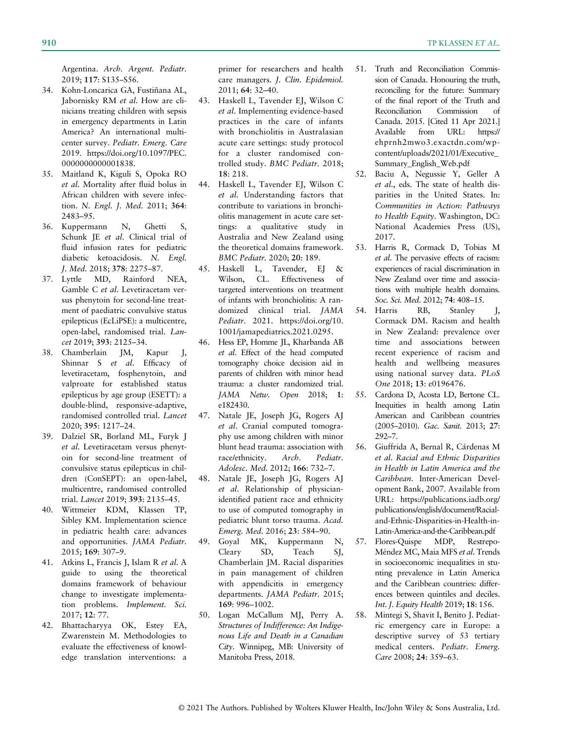Argentina. *Arch. Argent. Pediatr.* 2019; **117**: S135–S56.

34. Kohn-Loncarica GA, Fustiñana AL, Jabornisky RM *et al*. How are clinicians treating children with sepsis in emergency departments in Latin America? An international multicenter survey. *Pediatr. Emerg. Care* 2019. https://doi.org/10.1097/PEC.0000000000001838.
35. Maitland K, Kiguli S, Opoka RO *et al*. Mortality after fluid bolus in African children with severe infection. *N. Engl. J. Med.* 2011; **364**: 2483–95.
36. Kuppermann N, Ghetti S, Schunk JE *et al*. Clinical trial of fluid infusion rates for pediatric diabetic ketoacidosis. *N. Engl. J. Med.* 2018; **378**: 2275–87.
37. Lyttle MD, Rainford NEA, Gamble C *et al*. Levetiracetam versus phenytoin for second-line treatment of paediatric convulsive status epilepticus (EcLiPSE): a multicentre, open-label, randomised trial. *Lancet* 2019; **393**: 2125–34.
38. Chamberlain JM, Kapur J, Shinnar S *et al*. Efficacy of levetiracetam, fosphenytoin, and valproate for established status epilepticus by age group (ESETT): a double-blind, responsive-adaptive, randomised controlled trial. *Lancet* 2020; **395**: 1217–24.
39. Dalziel SR, Borland ML, Furyk J *et al*. Levetiracetam versus phenytoin for second-line treatment of convulsive status epilepticus in children (ConSEPT): an open-label, multicentre, randomised controlled trial. *Lancet* 2019; **393**: 2135–45.
40. Wittmeier KDM, Klassen TP, Sibley KM. Implementation science in pediatric health care: advances and opportunities. *JAMA Pediatr.* 2015; **169**: 307–9.
41. Atkins L, Francis J, Islam R *et al*. A guide to using the theoretical domains framework of behaviour change to investigate implementation problems. *Implement. Sci.* 2017; **12**: 77.
42. Bhattacharyya OK, Estey EA, Zwarenstein M. Methodologies to evaluate the effectiveness of knowledge translation interventions: a primer for researchers and health care managers. *J. Clin. Epidemiol.* 2011; **64**: 32–40.
43. Haskell L, Tavender EJ, Wilson C *et al*. Implementing evidence-based practices in the care of infants with bronchiolitis in Australasian acute care settings: study protocol for a cluster randomised controlled study. *BMC Pediatr.* 2018; **18**: 218.
44. Haskell L, Tavender EJ, Wilson C *et al*. Understanding factors that contribute to variations in bronchiolitis management in acute care settings: a qualitative study in Australia and New Zealand using the theoretical domains framework. *BMC Pediatr.* 2020; **20**: 189.
45. Haskell L, Tavender, EJ & Wilson, CL. Effectiveness of targeted interventions on treatment of infants with bronchiolitis: A randomized clinical trial. *JAMA Pediatr.* 2021. https://doi.org/10.1001/jamapediatrics.2021.0295.
46. Hess EP, Homme JL, Kharbanda AB *et al*. Effect of the head computed tomography choice decision aid in parents of children with minor head trauma: a cluster randomized trial. *JAMA Netw. Open* 2018; **1**: e182430.
47. Natale JE, Joseph JG, Rogers AJ *et al*. Cranial computed tomography use among children with minor blunt head trauma: association with race/ethnicity. *Arch. Pediatr. Adolesc. Med.* 2012; **166**: 732–7.
48. Natale JE, Joseph JG, Rogers AJ *et al*. Relationship of physician-identified patient race and ethnicity to use of computed tomography in pediatric blunt torso trauma. *Acad. Emerg. Med.* 2016; **23**: 584–90.
49. Goyal MK, Kuppermann N, Cleary SD, Teach SJ, Chamberlain JM. Racial disparities in pain management of children with appendicitis in emergency departments. *JAMA Pediatr.* 2015; **169**: 996–1002.
50. Logan McCallum MJ, Perry A. *Structures of Indifference: An Indigenous Life and Death in a Canadian City*. Winnipeg, MB: University of Manitoba Press, 2018.
51. Truth and Reconciliation Commission of Canada. Honouring the truth, reconciling for the future: Summary of the final report of the Truth and Reconciliation Commission of Canada. 2015. [Cited 11 Apr 2021.] Available from URL: https://ehprnh2mwo3.exactdn.com/wp-content/uploads/2021/01/Executive_Summary_English_Web.pdf
52. Baciu A, Negussie Y, Geller A *et al*., eds. The state of health disparities in the United States. In: *Communities in Action: Pathways to Health Equity*. Washington, DC: National Academies Press (US), 2017.
53. Harris R, Cormack D, Tobias M *et al*. The pervasive effects of racism: experiences of racial discrimination in New Zealand over time and associations with multiple health domains. *Soc. Sci. Med.* 2012; **74**: 408–15.
54. Harris RB, Stanley J, Cormack DM. Racism and health in New Zealand: prevalence over time and associations between recent experience of racism and health and wellbeing measures using national survey data. *PLoS One* 2018; **13**: e0196476.
55. Cardona D, Acosta LD, Bertone CL. Inequities in health among Latin American and Caribbean countries (2005–2010). *Gac. Sanit.* 2013; **27**: 292–7.
56. Giuffrida A, Bernal R, Cárdenas M *et al*. *Racial and Ethnic Disparities in Health in Latin America and the Caribbean*. Inter-American Development Bank, 2007. Available from URL: https://publications.iadb.org/publications/english/document/Racial-and-Ethnic-Disparities-in-Health-in-Latin-America-and-the-Caribbean.pdf
57. Flores-Quispe MDP, Restrepo-Méndez MC, Maia MFS *et al*. Trends in socioeconomic inequalities in stunting prevalence in Latin America and the Caribbean countries: differences between quintiles and deciles. *Int. J. Equity Health* 2019; **18**: 156.
58. Mintegi S, Shavit I, Benito J. Pediatric emergency care in Europe: a descriptive survey of 53 tertiary medical centers. *Pediatr. Emerg. Care* 2008; **24**: 359–63.

© 2021 The Authors. Published by Wolters Kluwer Health, Inc/John Wiley & Sons Australia, Ltd.